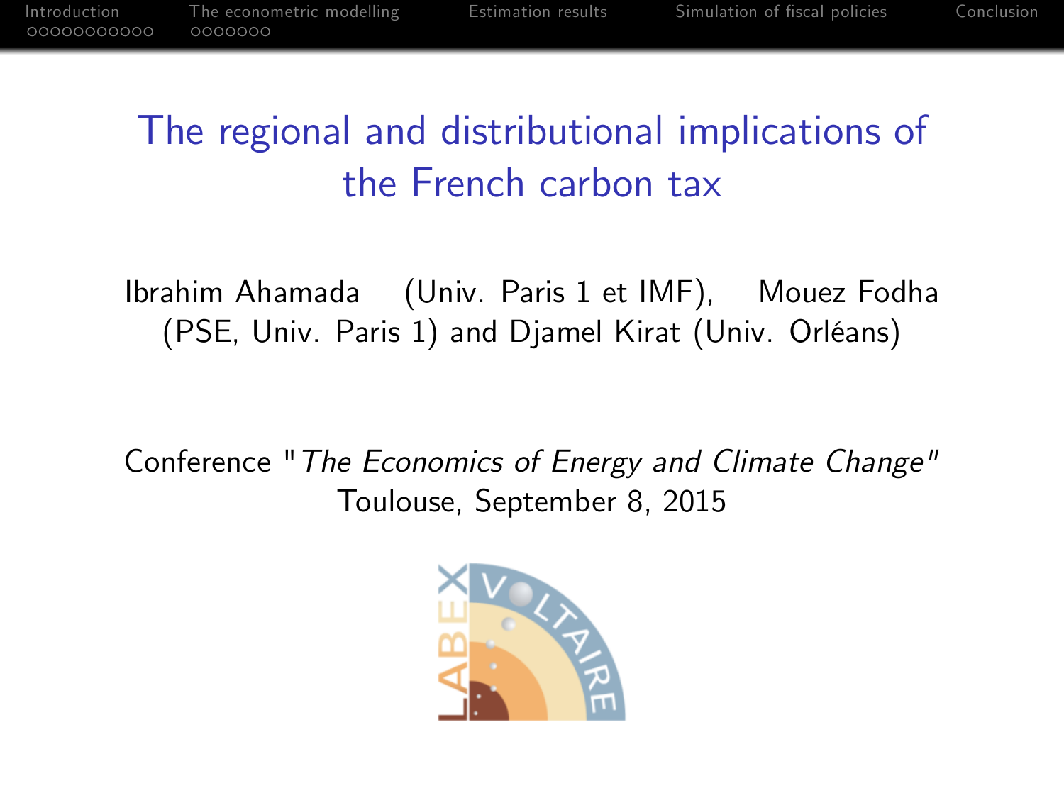# The regional and distributional implications of the French carbon tax

Ibrahim Ahamada (Univ. Paris 1 et IMF), Mouez Fodha (PSE, Univ. Paris 1) and Djamel Kirat (Univ. Orléans)

Conference "*The Economics of Energy and Climate Change*"
Toulouse, September 8, 2015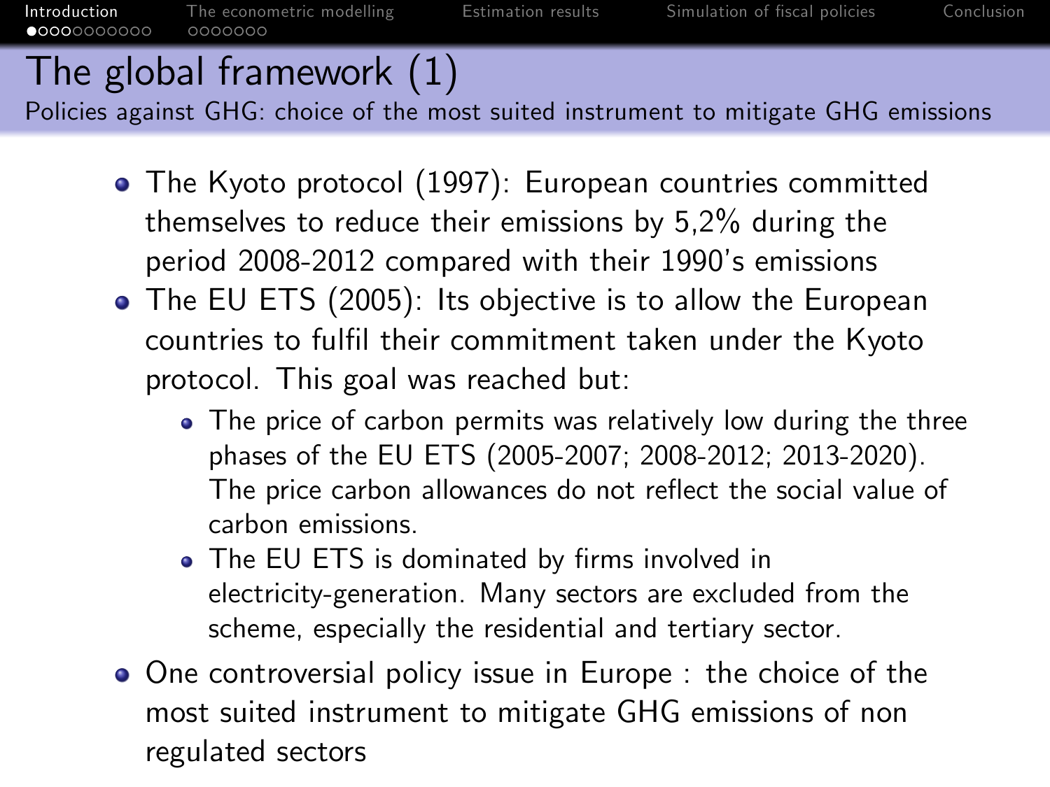# The global framework (1)

## Policies against GHG: choice of the most suited instrument to mitigate GHG emissions

- The Kyoto protocol (1997): European countries committed themselves to reduce their emissions by 5,2% during the period 2008-2012 compared with their 1990's emissions
- The EU ETS (2005): Its objective is to allow the European countries to fulfil their commitment taken under the Kyoto protocol. This goal was reached but:
  - The price of carbon permits was relatively low during the three phases of the EU ETS (2005-2007; 2008-2012; 2013-2020). The price carbon allowances do not reflect the social value of carbon emissions.
  - The EU ETS is dominated by firms involved in electricity-generation. Many sectors are excluded from the scheme, especially the residential and tertiary sector.
- One controversial policy issue in Europe : the choice of the most suited instrument to mitigate GHG emissions of non regulated sectors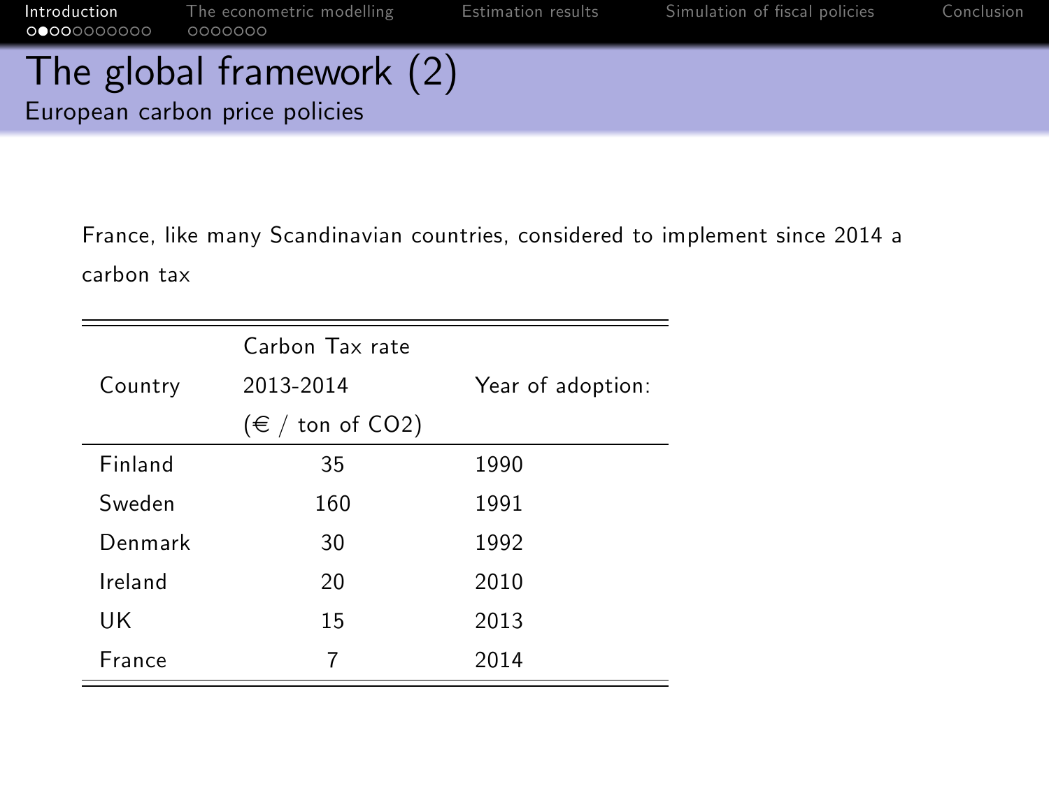# The global framework (2)

## European carbon price policies

France, like many Scandinavian countries, considered to implement since 2014 a carbon tax

| Country | Carbon Tax rate 2013-2014 (€ / ton of CO2) | Year of adoption: |
|---|---|---|
| Finland | 35 | 1990 |
| Sweden | 160 | 1991 |
| Denmark | 30 | 1992 |
| Ireland | 20 | 2010 |
| UK | 15 | 2013 |
| France | 7 | 2014 |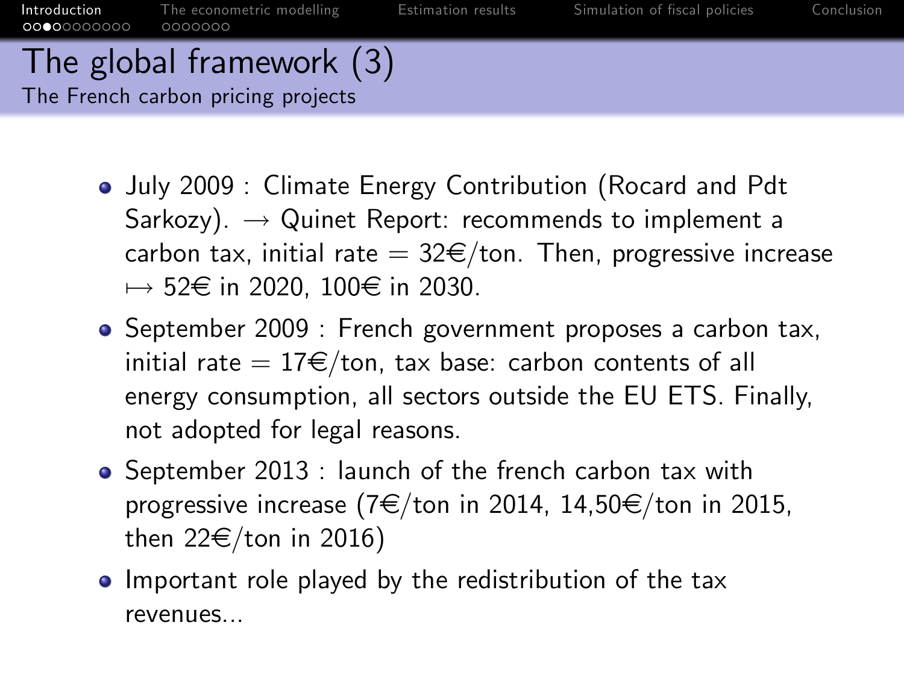# The global framework (3)

## The French carbon pricing projects

- July 2009 : Climate Energy Contribution (Rocard and Pdt Sarkozy). → Quinet Report: recommends to implement a carbon tax, initial rate = 32€/ton. Then, progressive increase ↦ 52€ in 2020, 100€ in 2030.
- September 2009 : French government proposes a carbon tax, initial rate = 17€/ton, tax base: carbon contents of all energy consumption, all sectors outside the EU ETS. Finally, not adopted for legal reasons.
- September 2013 : launch of the french carbon tax with progressive increase (7€/ton in 2014, 14,50€/ton in 2015, then 22€/ton in 2016)
- Important role played by the redistribution of the tax revenues...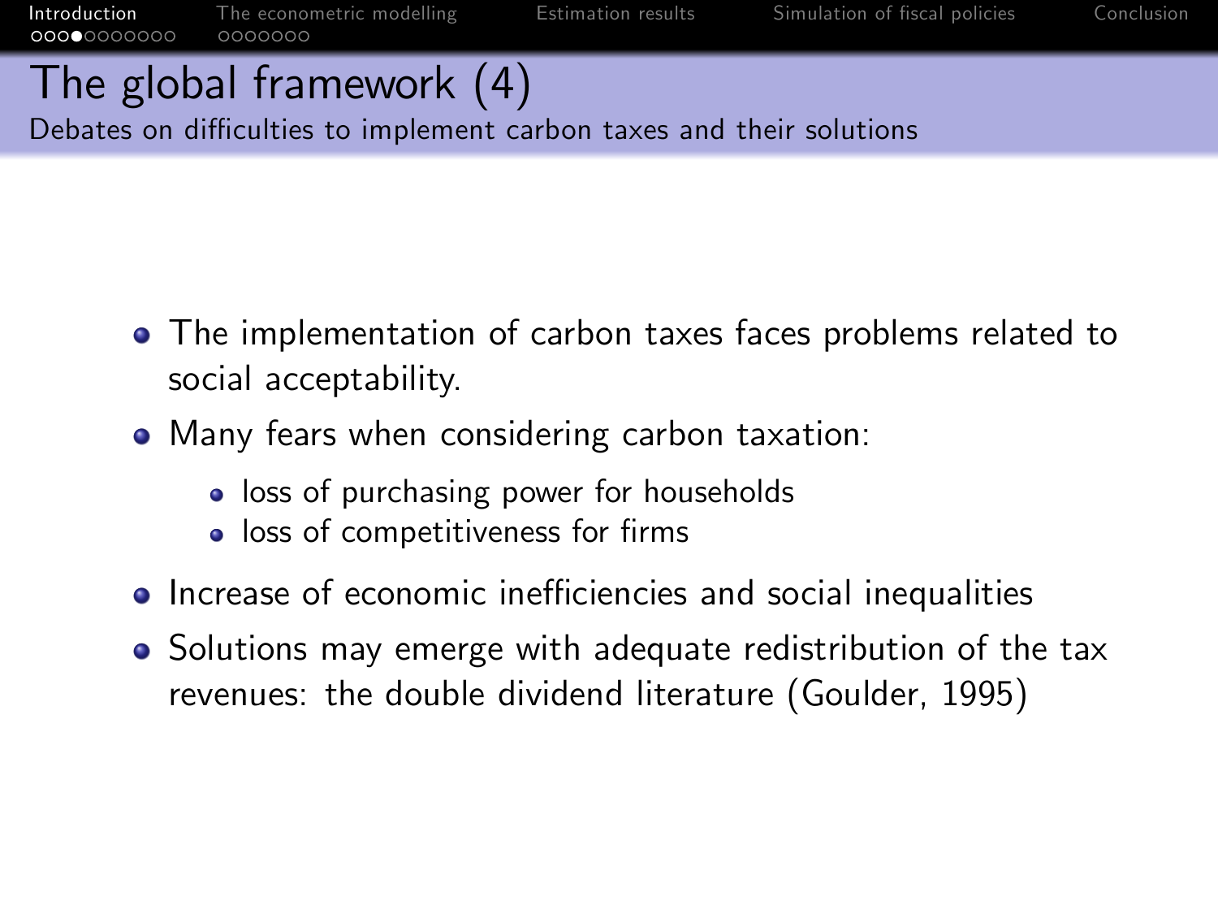# The global framework (4)

## Debates on difficulties to implement carbon taxes and their solutions

- The implementation of carbon taxes faces problems related to social acceptability.
- Many fears when considering carbon taxation:
  - loss of purchasing power for households
  - loss of competitiveness for firms
- Increase of economic inefficiencies and social inequalities
- Solutions may emerge with adequate redistribution of the tax revenues: the double dividend literature (Goulder, 1995)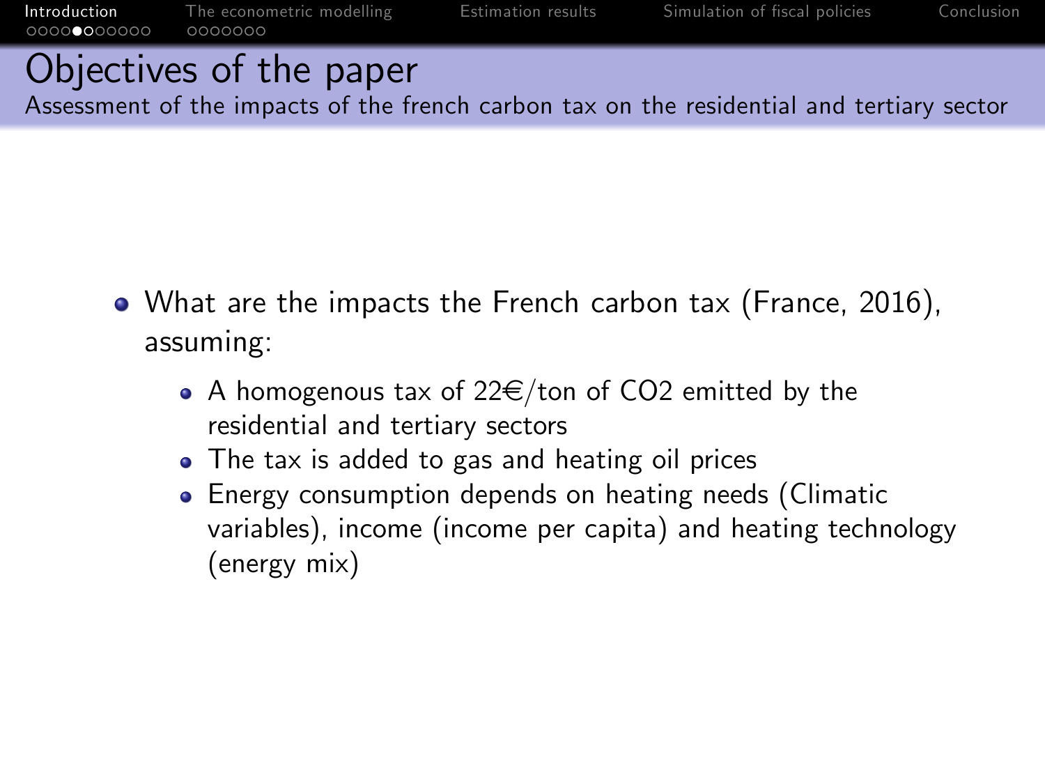# Objectives of the paper

Assessment of the impacts of the french carbon tax on the residential and tertiary sector

- What are the impacts the French carbon tax (France, 2016), assuming:
  - A homogenous tax of 22€/ton of $CO_2$ emitted by the residential and tertiary sectors
  - The tax is added to gas and heating oil prices
  - Energy consumption depends on heating needs (Climatic variables), income (income per capita) and heating technology (energy mix)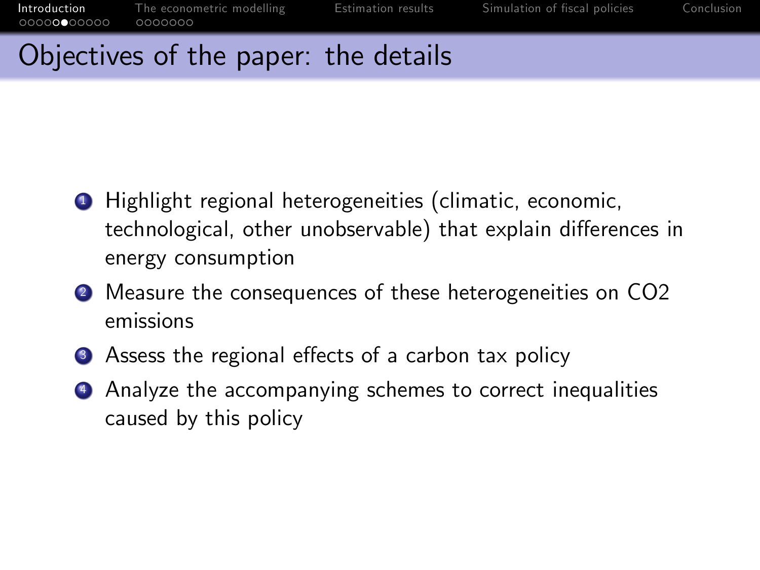# Objectives of the paper: the details

1. Highlight regional heterogeneities (climatic, economic, technological, other unobservable) that explain differences in energy consumption
2. Measure the consequences of these heterogeneities on CO2 emissions
3. Assess the regional effects of a carbon tax policy
4. Analyze the accompanying schemes to correct inequalities caused by this policy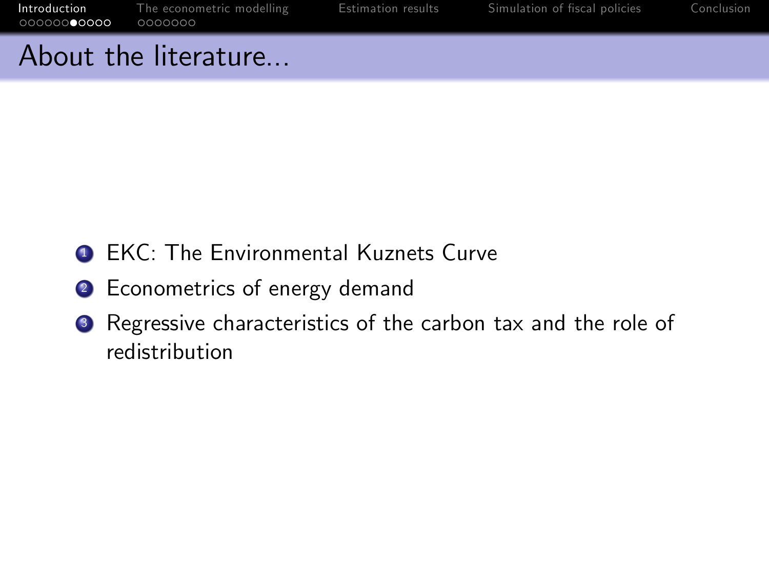# About the literature...

1. EKC: The Environmental Kuznets Curve
2. Econometrics of energy demand
3. Regressive characteristics of the carbon tax and the role of redistribution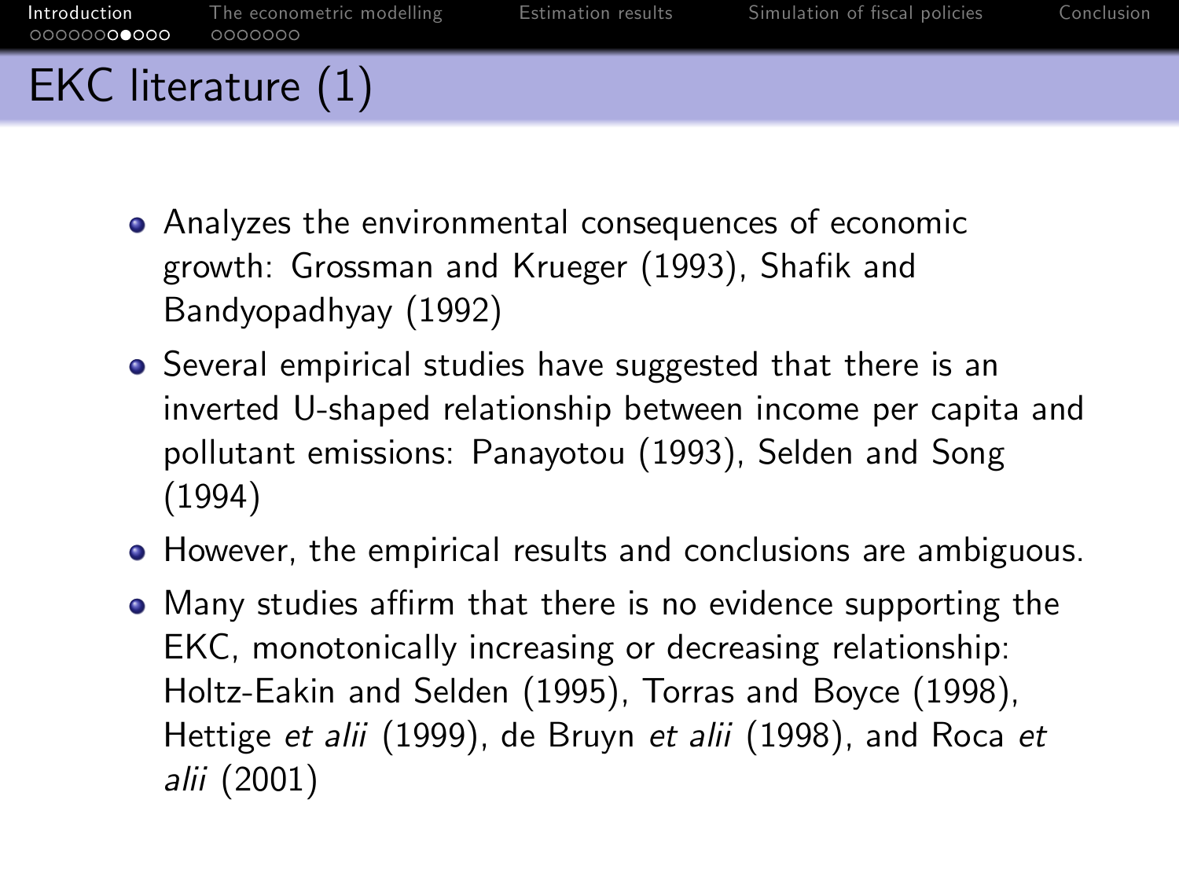# EKC literature (1)

- Analyzes the environmental consequences of economic growth: Grossman and Krueger (1993), Shafik and Bandyopadhyay (1992)
- Several empirical studies have suggested that there is an inverted U-shaped relationship between income per capita and pollutant emissions: Panayotou (1993), Selden and Song (1994)
- However, the empirical results and conclusions are ambiguous.
- Many studies affirm that there is no evidence supporting the EKC, monotonically increasing or decreasing relationship: Holtz-Eakin and Selden (1995), Torras and Boyce (1998), Hettige *et alii* (1999), de Bruyn *et alii* (1998), and Roca *et alii* (2001)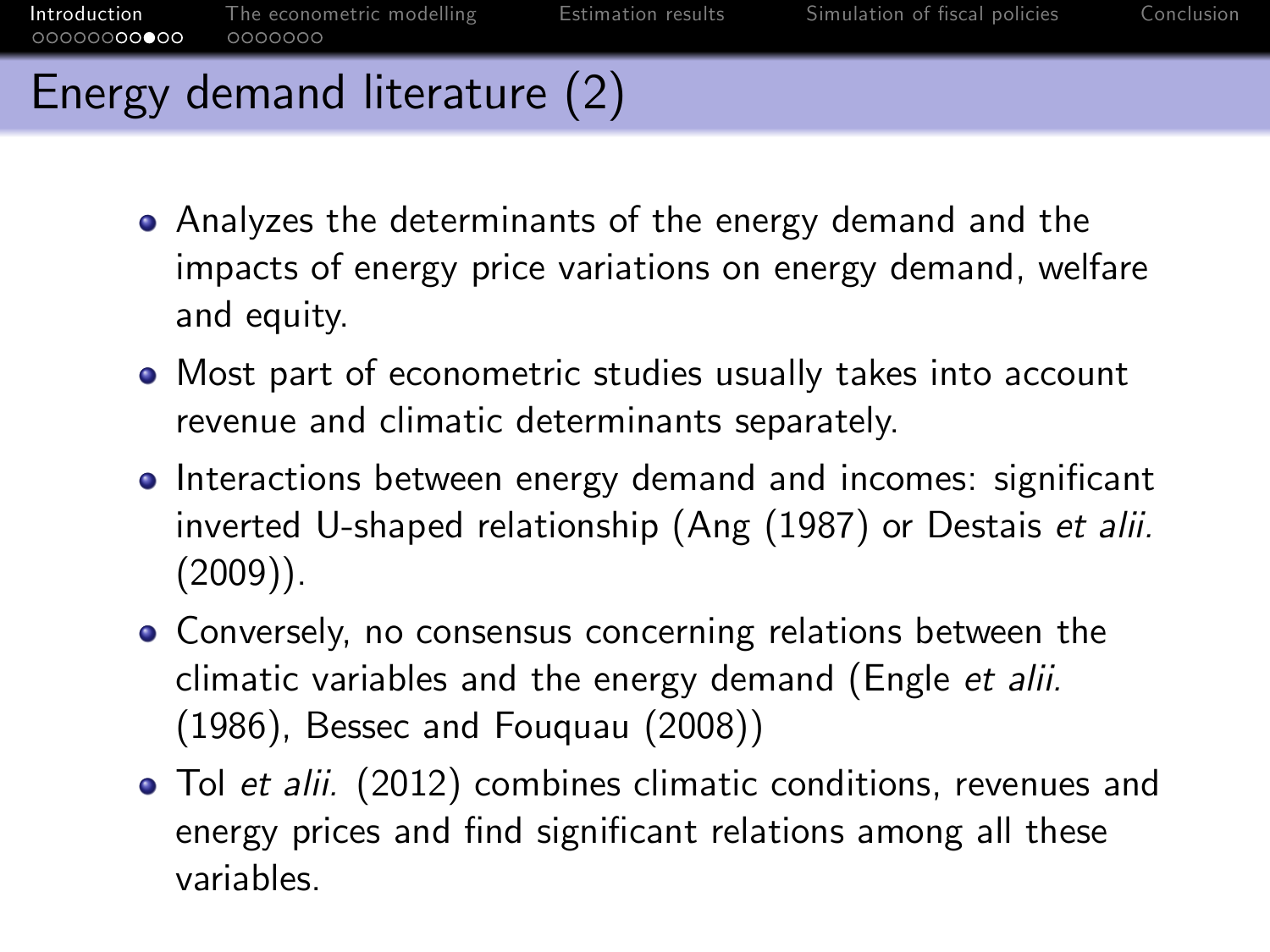# Energy demand literature (2)

- Analyzes the determinants of the energy demand and the impacts of energy price variations on energy demand, welfare and equity.
- Most part of econometric studies usually takes into account revenue and climatic determinants separately.
- Interactions between energy demand and incomes: significant inverted U-shaped relationship (Ang (1987) or Destais *et alii.* (2009)).
- Conversely, no consensus concerning relations between the climatic variables and the energy demand (Engle *et alii.* (1986), Bessec and Fouquau (2008))
- Tol *et alii.* (2012) combines climatic conditions, revenues and energy prices and find significant relations among all these variables.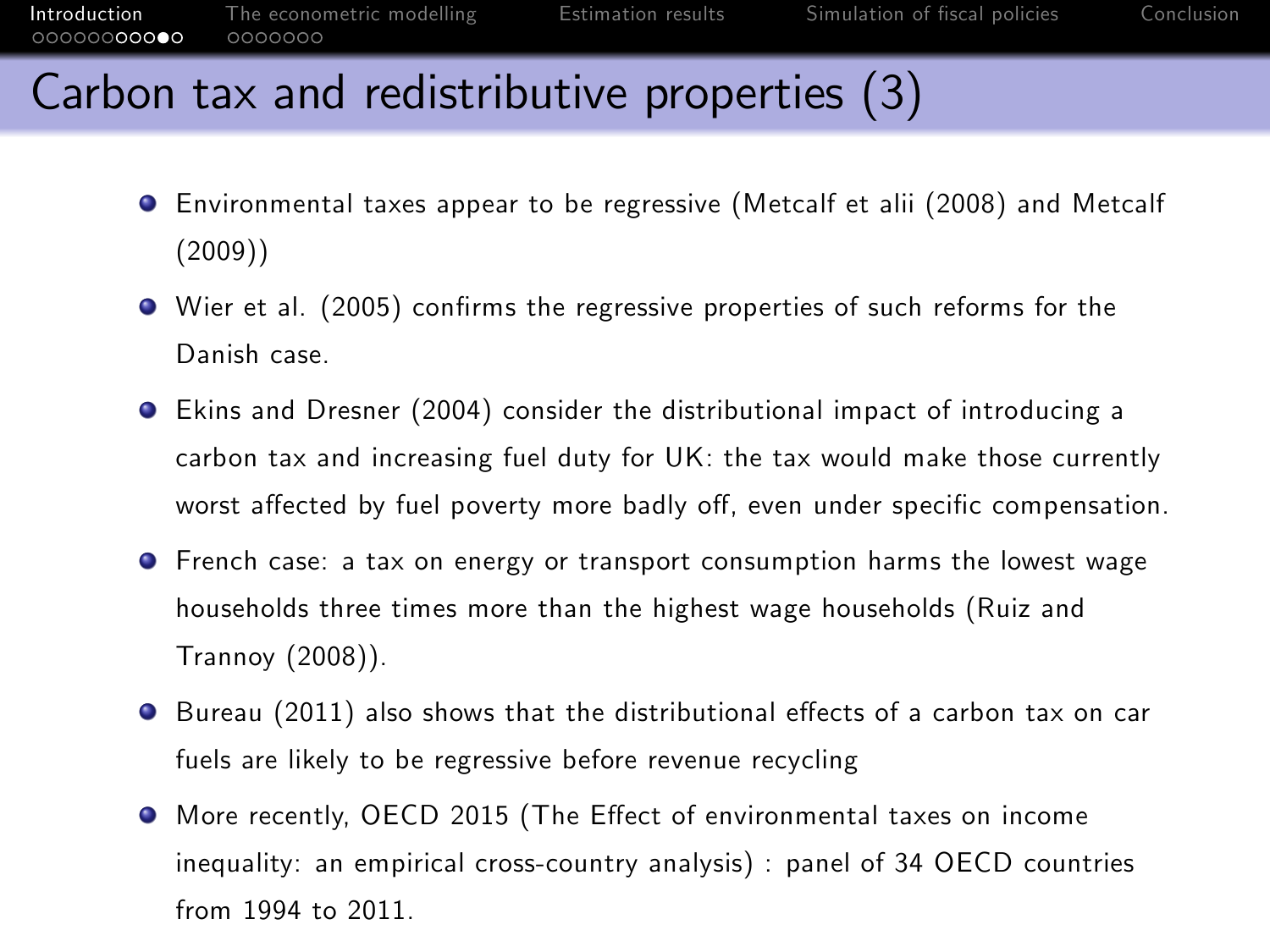# Carbon tax and redistributive properties (3)

- Environmental taxes appear to be regressive (Metcalf et alii (2008) and Metcalf (2009))
- Wier et al. (2005) confirms the regressive properties of such reforms for the Danish case.
- Ekins and Dresner (2004) consider the distributional impact of introducing a carbon tax and increasing fuel duty for UK: the tax would make those currently worst affected by fuel poverty more badly off, even under specific compensation.
- French case: a tax on energy or transport consumption harms the lowest wage households three times more than the highest wage households (Ruiz and Trannoy (2008)).
- Bureau (2011) also shows that the distributional effects of a carbon tax on car fuels are likely to be regressive before revenue recycling
- More recently, OECD 2015 (The Effect of environmental taxes on income inequality: an empirical cross-country analysis) : panel of 34 OECD countries from 1994 to 2011.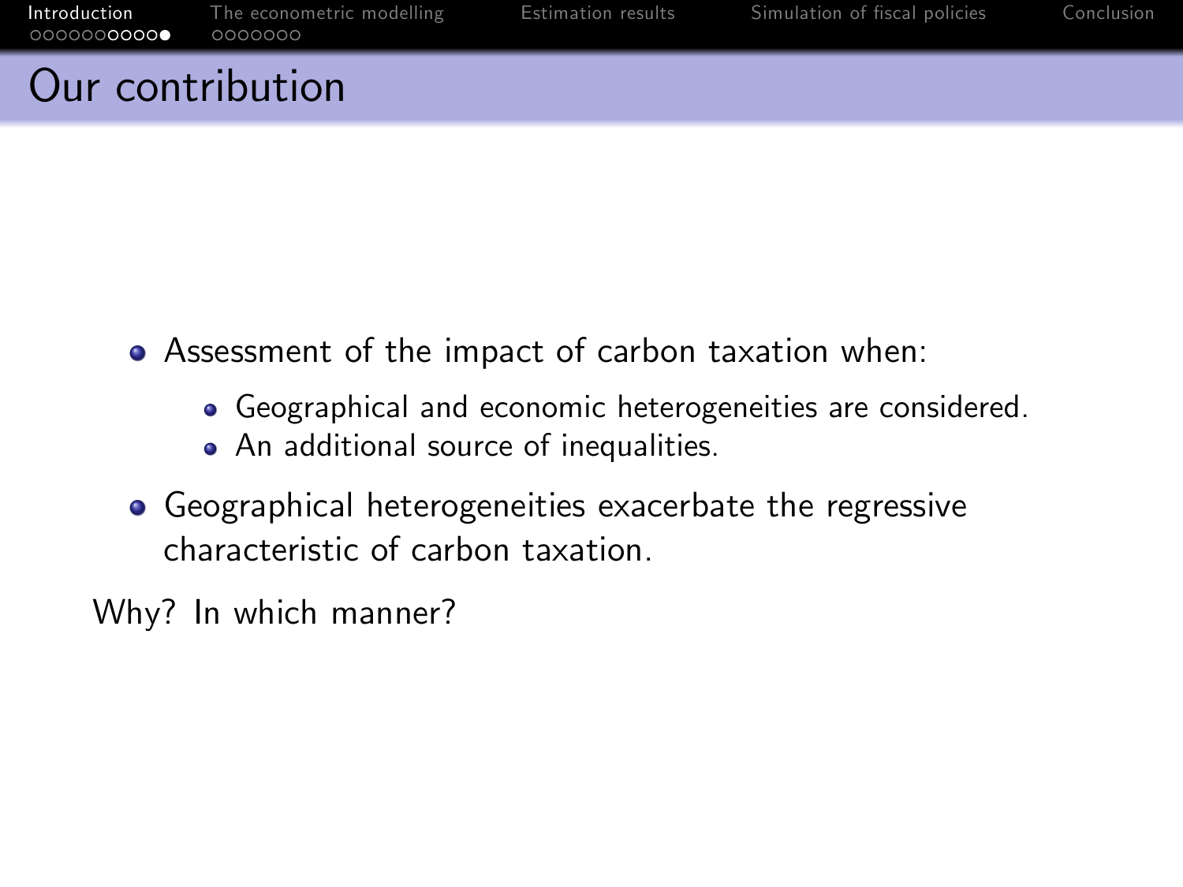# Our contribution

- Assessment of the impact of carbon taxation when:
  - Geographical and economic heterogeneities are considered.
  - An additional source of inequalities.
- Geographical heterogeneities exacerbate the regressive characteristic of carbon taxation.

Why? In which manner?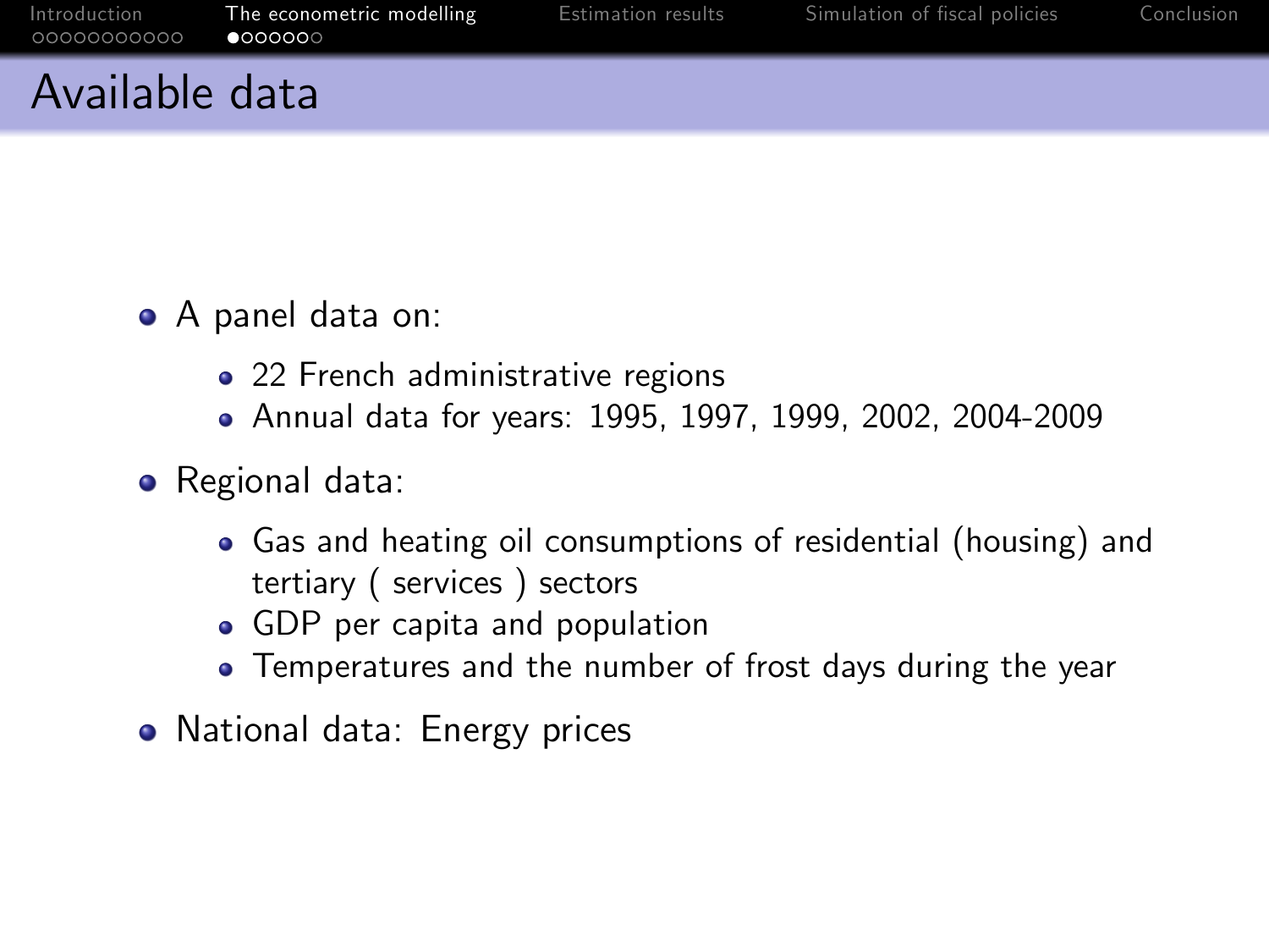# Available data

- A panel data on:
  - 22 French administrative regions
  - Annual data for years: 1995, 1997, 1999, 2002, 2004-2009
- Regional data:
  - Gas and heating oil consumptions of residential (housing) and tertiary ( services ) sectors
  - GDP per capita and population
  - Temperatures and the number of frost days during the year
- National data: Energy prices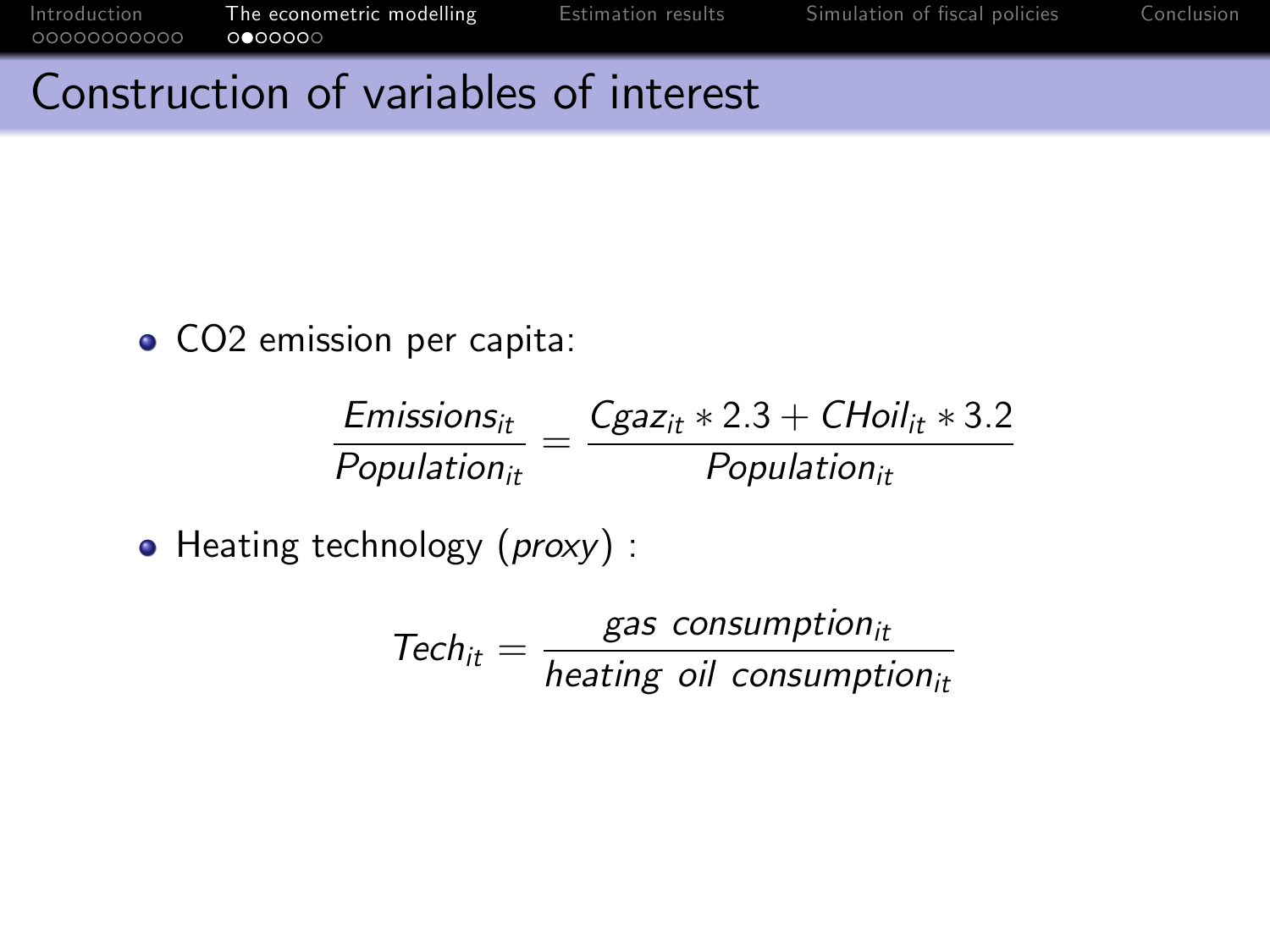# Construction of variables of interest

- CO2 emission per capita:

$$\frac{Emissions_{it}}{Population_{it}} = \frac{Cgaz_{it} * 2.3 + CHoil_{it} * 3.2}{Population_{it}}$$

- Heating technology (*proxy*) :

$$Tech_{it} = \frac{gas\ consumption_{it}}{heating\ oil\ consumption_{it}}$$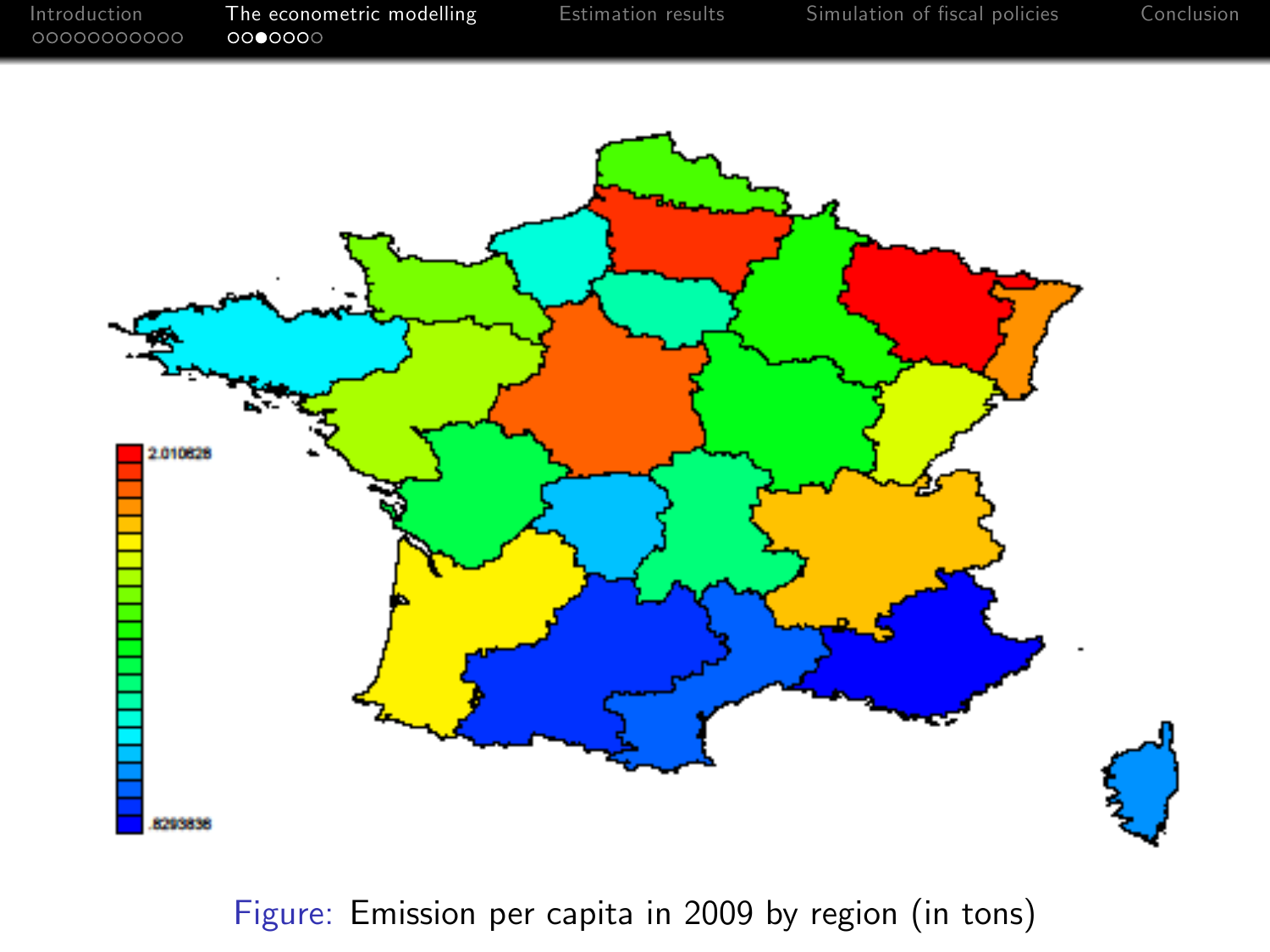Figure: Emission per capita in 2009 by region (in tons)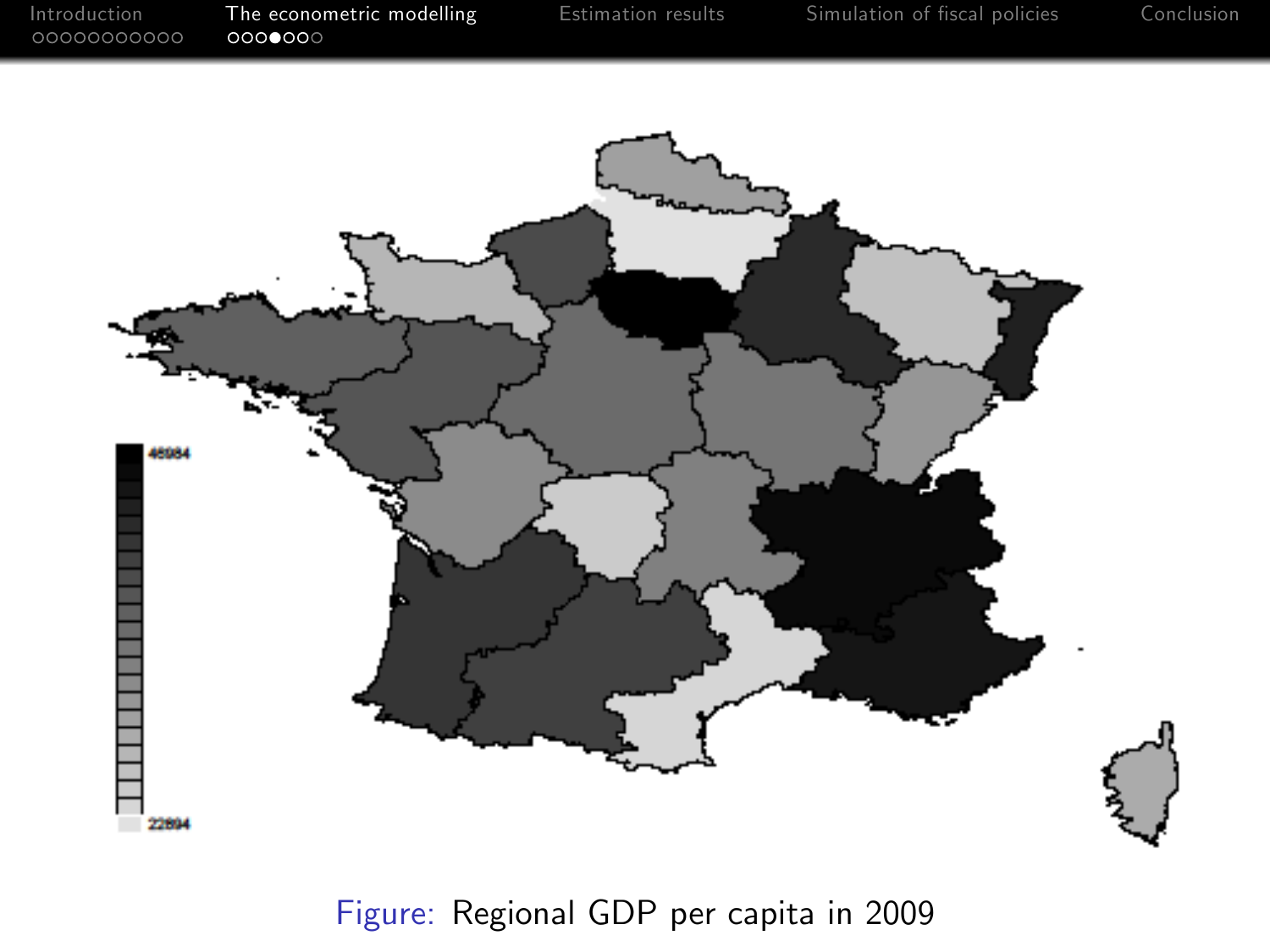Figure: Regional GDP per capita in 2009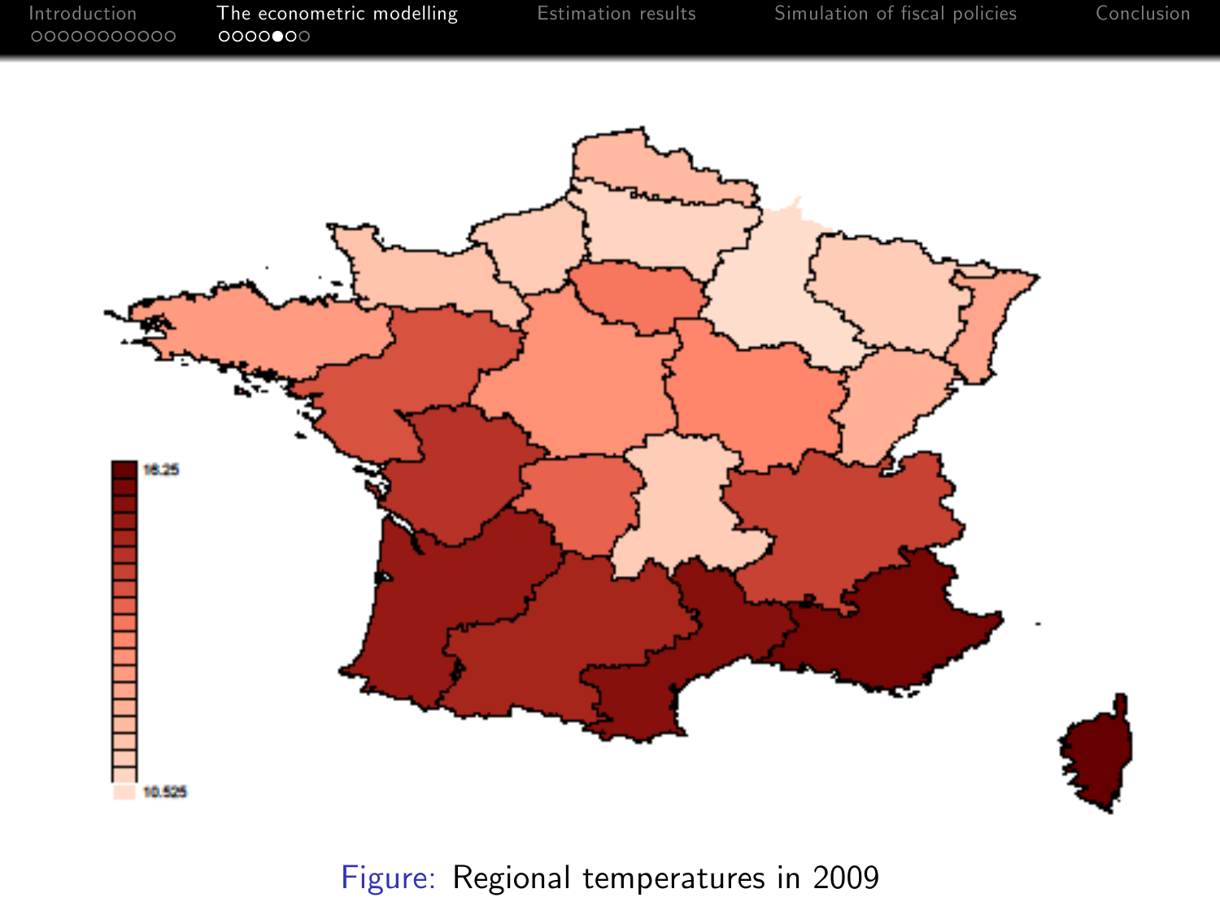Figure: Regional temperatures in 2009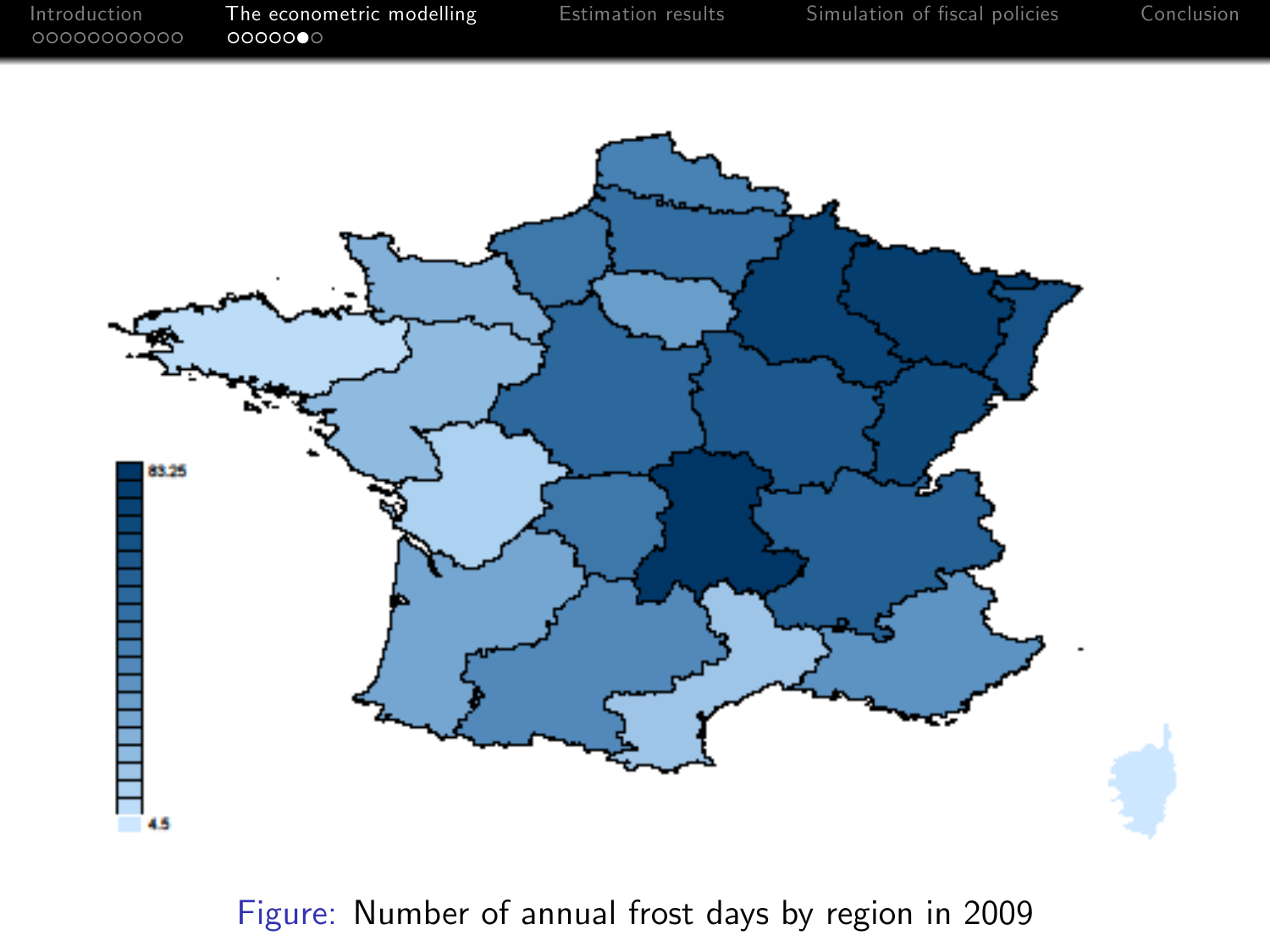Figure: Number of annual frost days by region in 2009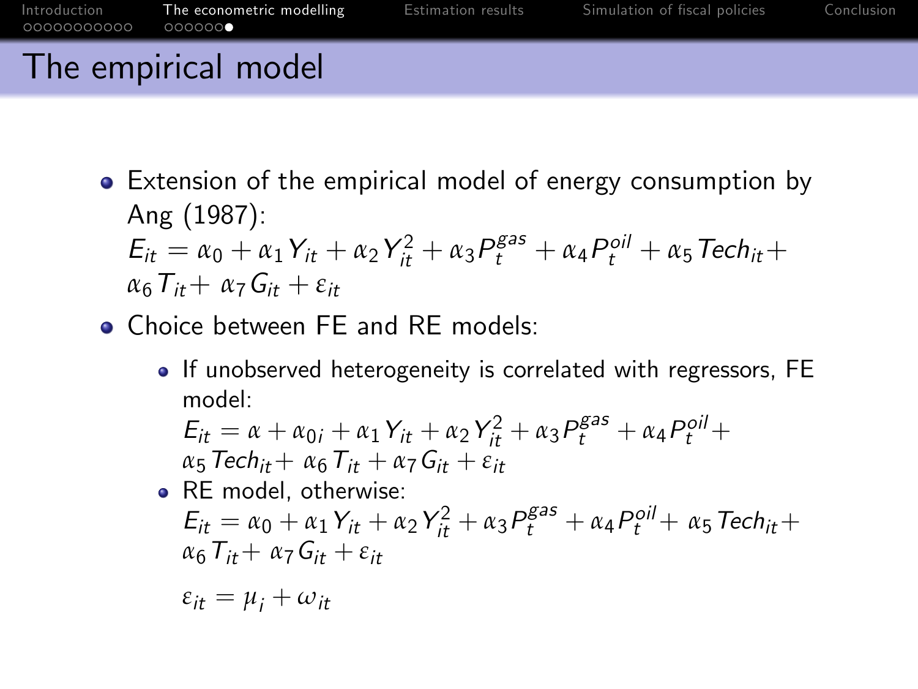# The empirical model

- Extension of the empirical model of energy consumption by Ang (1987):
  $E_{it} = \alpha_0 + \alpha_1 Y_{it} + \alpha_2 Y_{it}^2 + \alpha_3 P_t^{gas} + \alpha_4 P_t^{oil} + \alpha_5 Tech_{it} + \alpha_6 T_{it} + \alpha_7 G_{it} + \varepsilon_{it}$
- Choice between FE and RE models:
  - If unobserved heterogeneity is correlated with regressors, FE model:
    $E_{it} = \alpha + \alpha_{0i} + \alpha_1 Y_{it} + \alpha_2 Y_{it}^2 + \alpha_3 P_t^{gas} + \alpha_4 P_t^{oil} + \alpha_5 Tech_{it} + \alpha_6 T_{it} + \alpha_7 G_{it} + \varepsilon_{it}$
  - RE model, otherwise:
    $E_{it} = \alpha_0 + \alpha_1 Y_{it} + \alpha_2 Y_{it}^2 + \alpha_3 P_t^{gas} + \alpha_4 P_t^{oil} + \alpha_5 Tech_{it} + \alpha_6 T_{it} + \alpha_7 G_{it} + \varepsilon_{it}$

    $\varepsilon_{it} = \mu_i + \omega_{it}$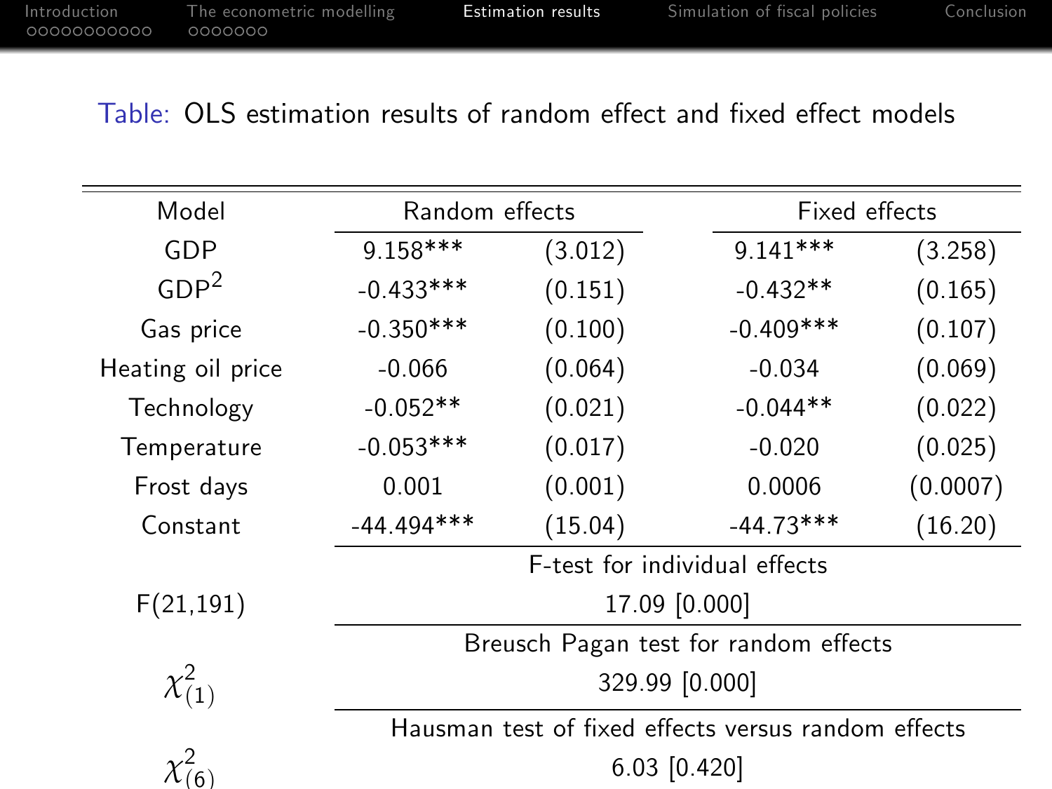Table: OLS estimation results of random effect and fixed effect models

| Model | Random effects | | Fixed effects | |
|---|---|---|---|---|
| GDP | 9.158*** | (3.012) | 9.141*** | (3.258) |
| $GDP^2$ | -0.433*** | (0.151) | -0.432** | (0.165) |
| Gas price | -0.350*** | (0.100) | -0.409*** | (0.107) |
| Heating oil price | -0.066 | (0.064) | -0.034 | (0.069) |
| Technology | -0.052** | (0.021) | -0.044** | (0.022) |
| Temperature | -0.053*** | (0.017) | -0.020 | (0.025) |
| Frost days | 0.001 | (0.001) | 0.0006 | (0.0007) |
| Constant | -44.494*** | (15.04) | -44.73*** | (16.20) |
| | F-test for individual effects | | | |
| $F(21,191)$ | 17.09 [0.000] | | | |
| | Breusch Pagan test for random effects | | | |
| $\chi^2_{(1)}$ | 329.99 [0.000] | | | |
| | Hausman test of fixed effects versus random effects | | | |
| $\chi^2_{(6)}$ | 6.03 [0.420] | | | |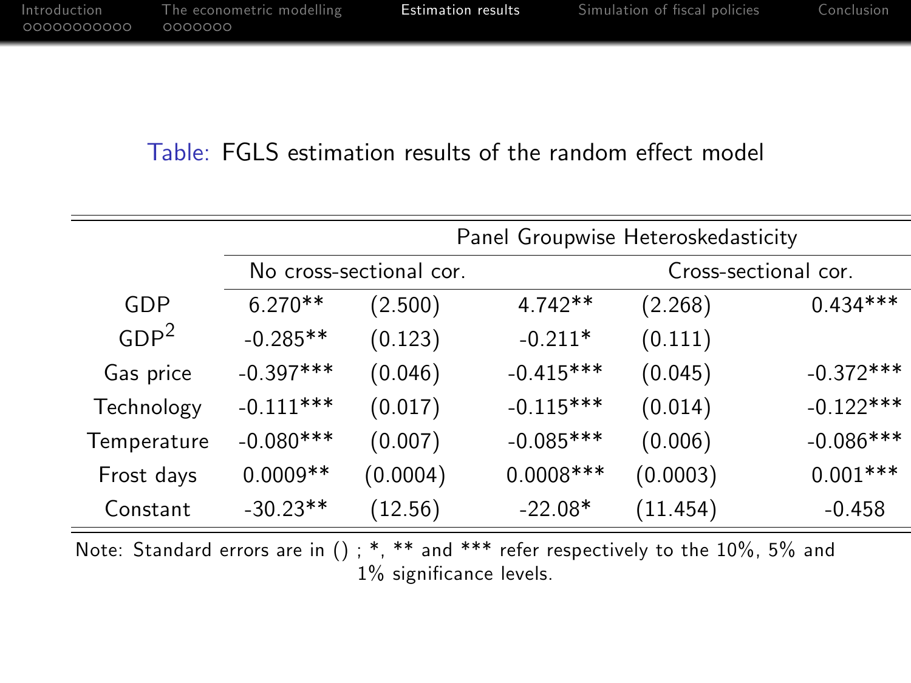Table: FGLS estimation results of the random effect model

| | Panel Groupwise Heteroskedasticity | | | | |
|---|---|---|---|---|---|
| | No cross-sectional cor. | | | Cross-sectional cor. | |
| GDP | 6.270** | (2.500) | 4.742** | (2.268) | 0.434*** |
| $GDP^2$ | -0.285** | (0.123) | -0.211* | (0.111) | |
| Gas price | -0.397*** | (0.046) | -0.415*** | (0.045) | -0.372*** |
| Technology | -0.111*** | (0.017) | -0.115*** | (0.014) | -0.122*** |
| Temperature | -0.080*** | (0.007) | -0.085*** | (0.006) | -0.086*** |
| Frost days | 0.0009** | (0.0004) | 0.0008*** | (0.0003) | 0.001*** |
| Constant | -30.23** | (12.56) | -22.08* | (11.454) | -0.458 |

Note: Standard errors are in () ; *, ** and *** refer respectively to the 10%, 5% and 1% significance levels.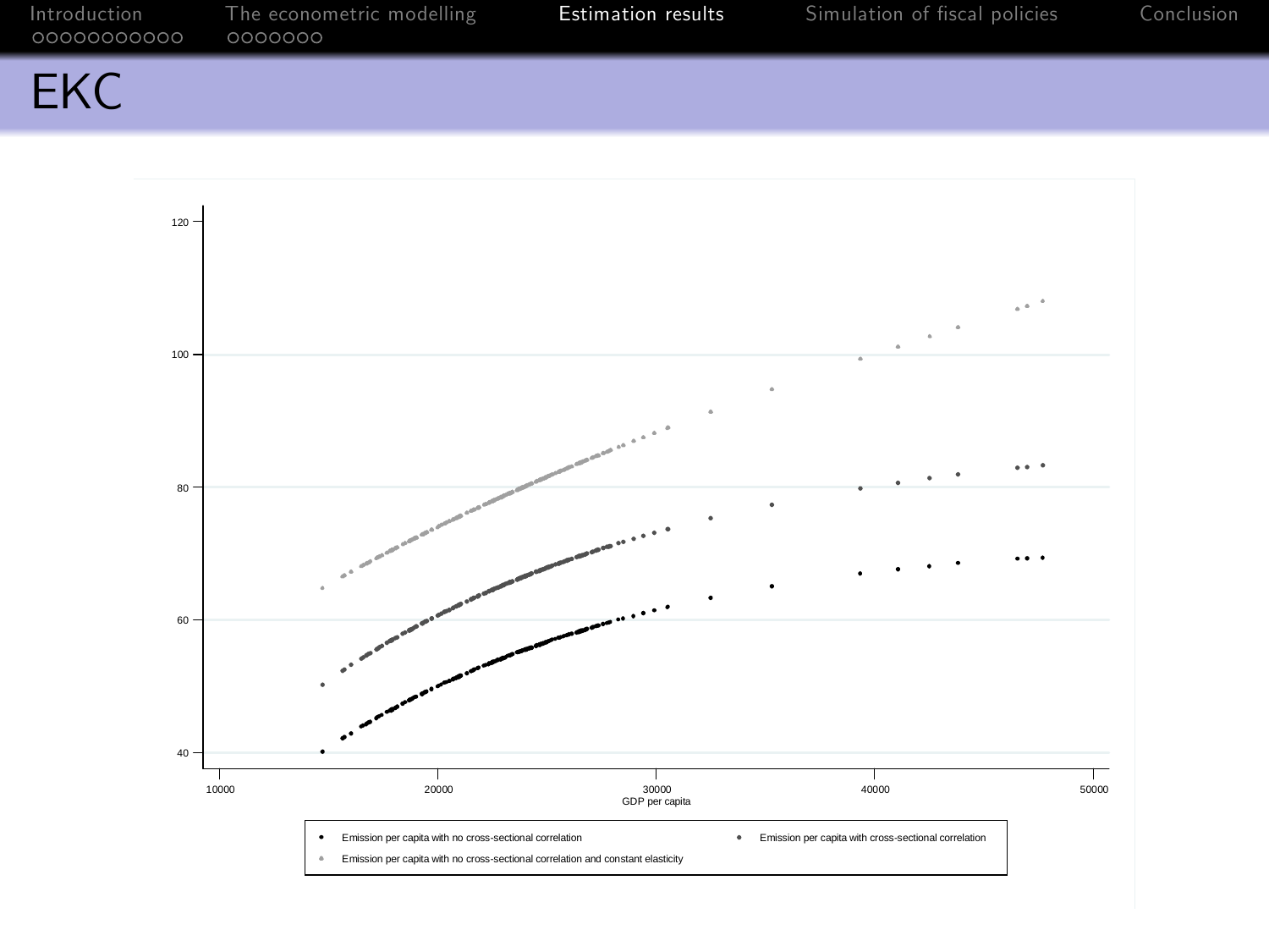# EKC

120

100

80

60

40

10000 20000 30000 40000 50000

GDP per capita

- Emission per capita with no cross-sectional correlation
- Emission per capita with cross-sectional correlation
- Emission per capita with no cross-sectional correlation and constant elasticity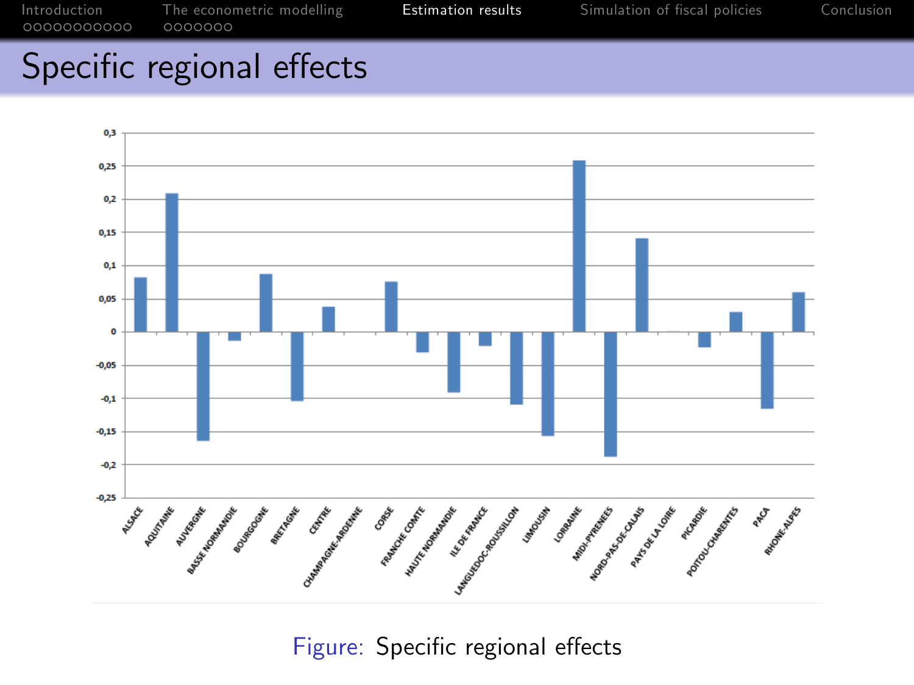# Specific regional effects

Figure: Specific regional effects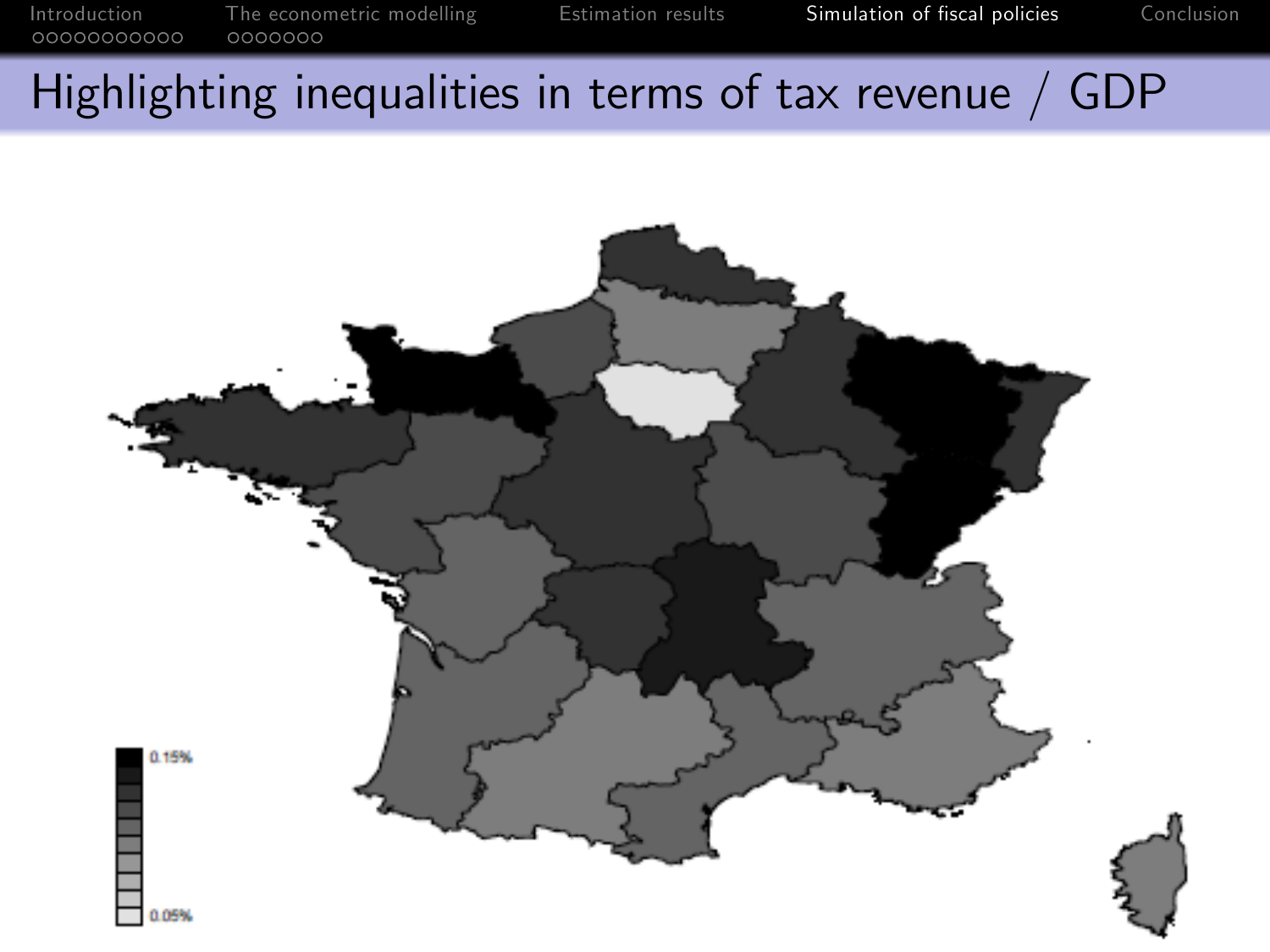# Highlighting inequalities in terms of tax revenue / GDP

0.15%

0.05%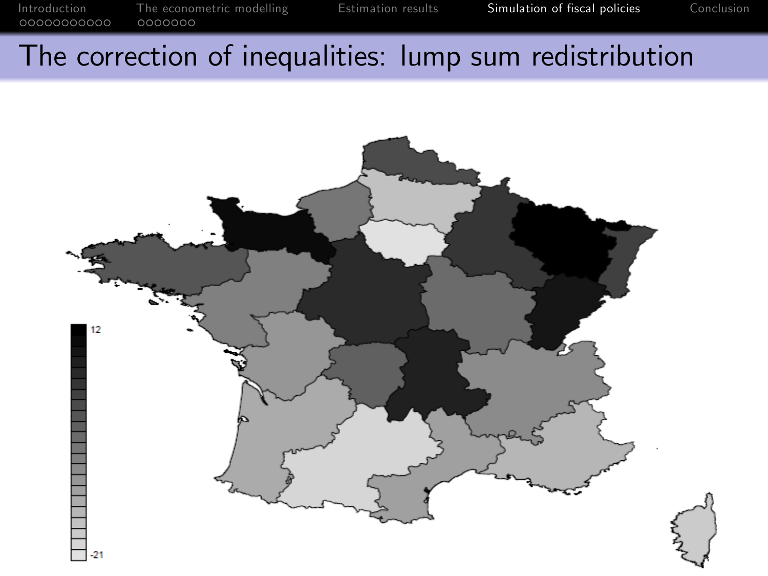# The correction of inequalities: lump sum redistribution

12

-21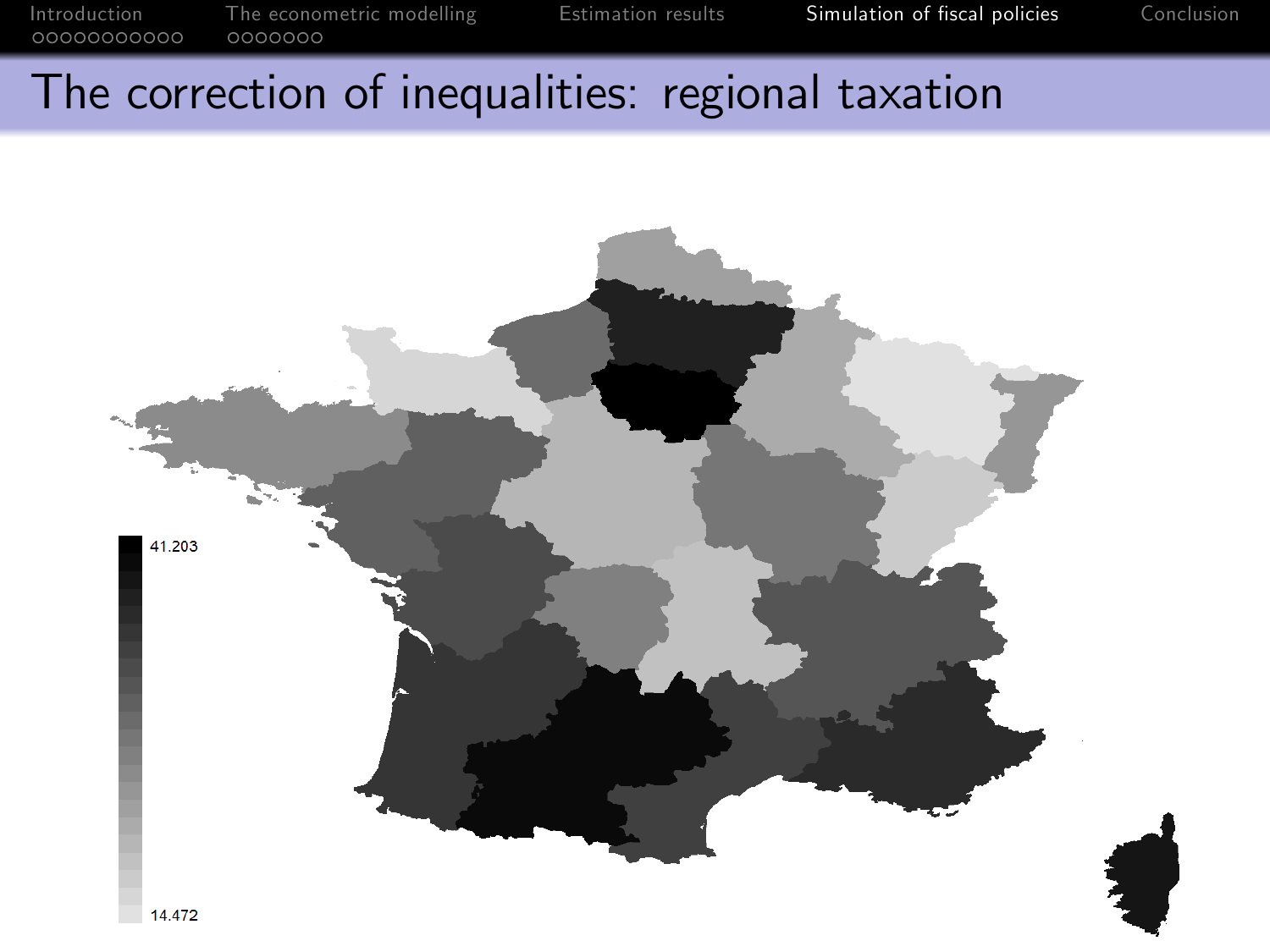# The correction of inequalities: regional taxation

41.203

14.472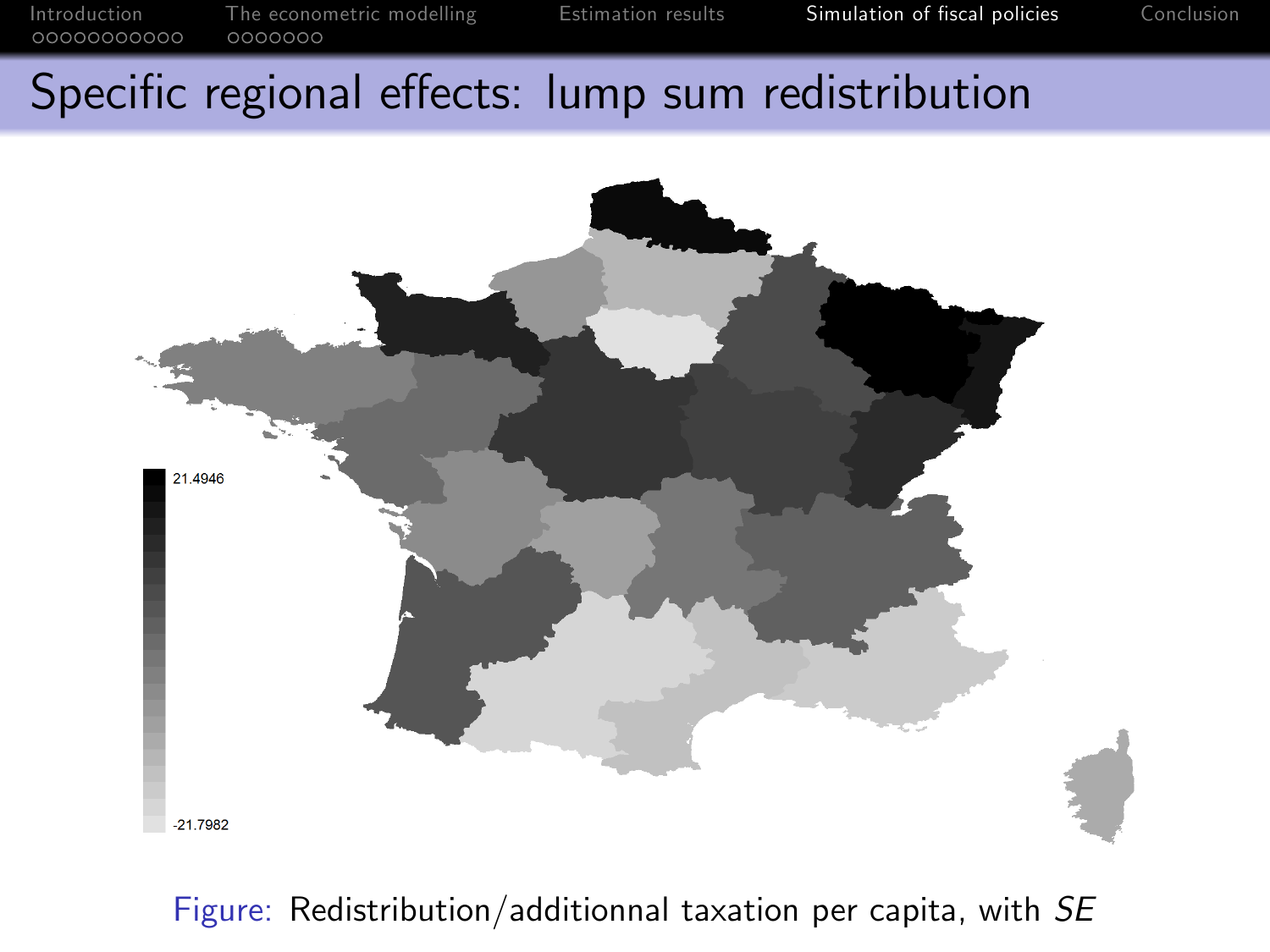# Specific regional effects: lump sum redistribution

Figure: Redistribution/additionnal taxation per capita, with *SE*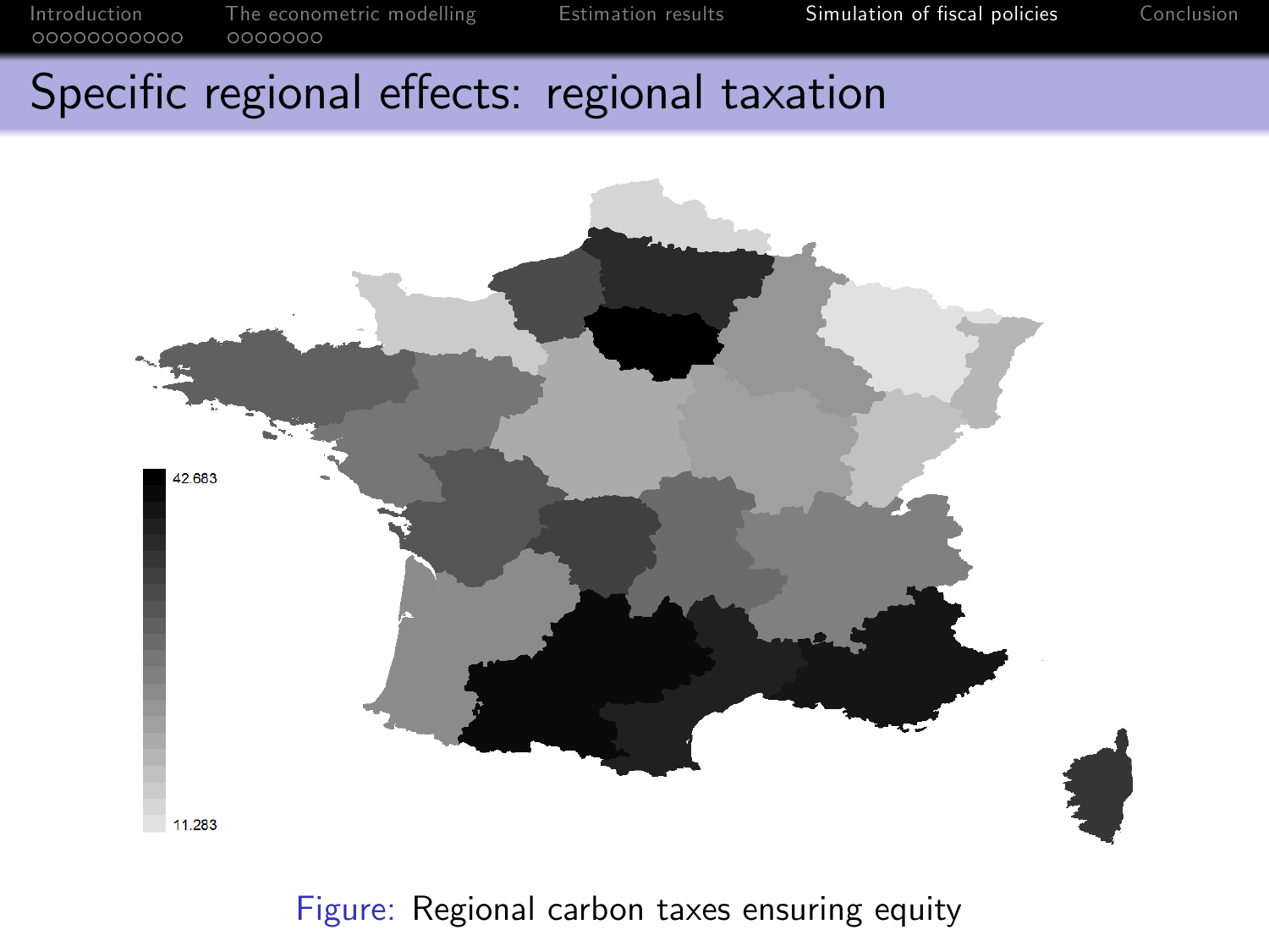# Specific regional effects: regional taxation

Figure: Regional carbon taxes ensuring equity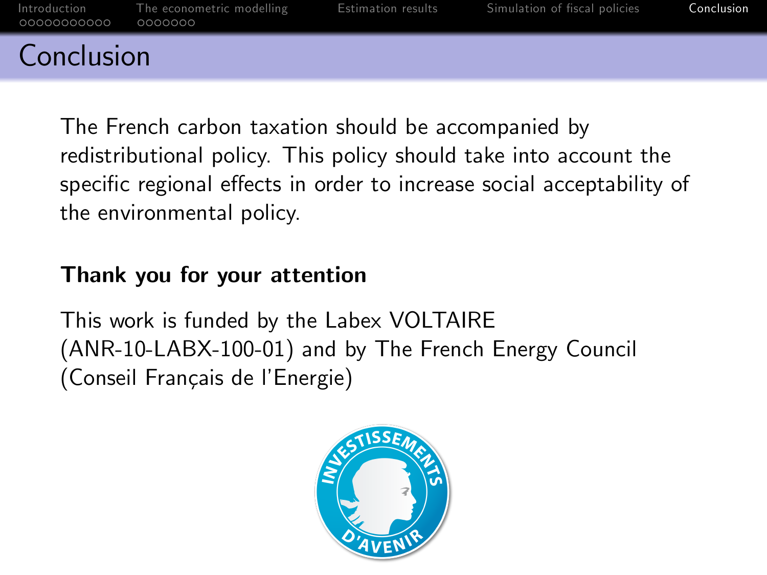# Conclusion

The French carbon taxation should be accompanied by redistributional policy. This policy should take into account the specific regional effects in order to increase social acceptability of the environmental policy.

**Thank you for your attention**

This work is funded by the Labex VOLTAIRE (ANR-10-LABX-100-01) and by The French Energy Council (Conseil Français de l'Energie)